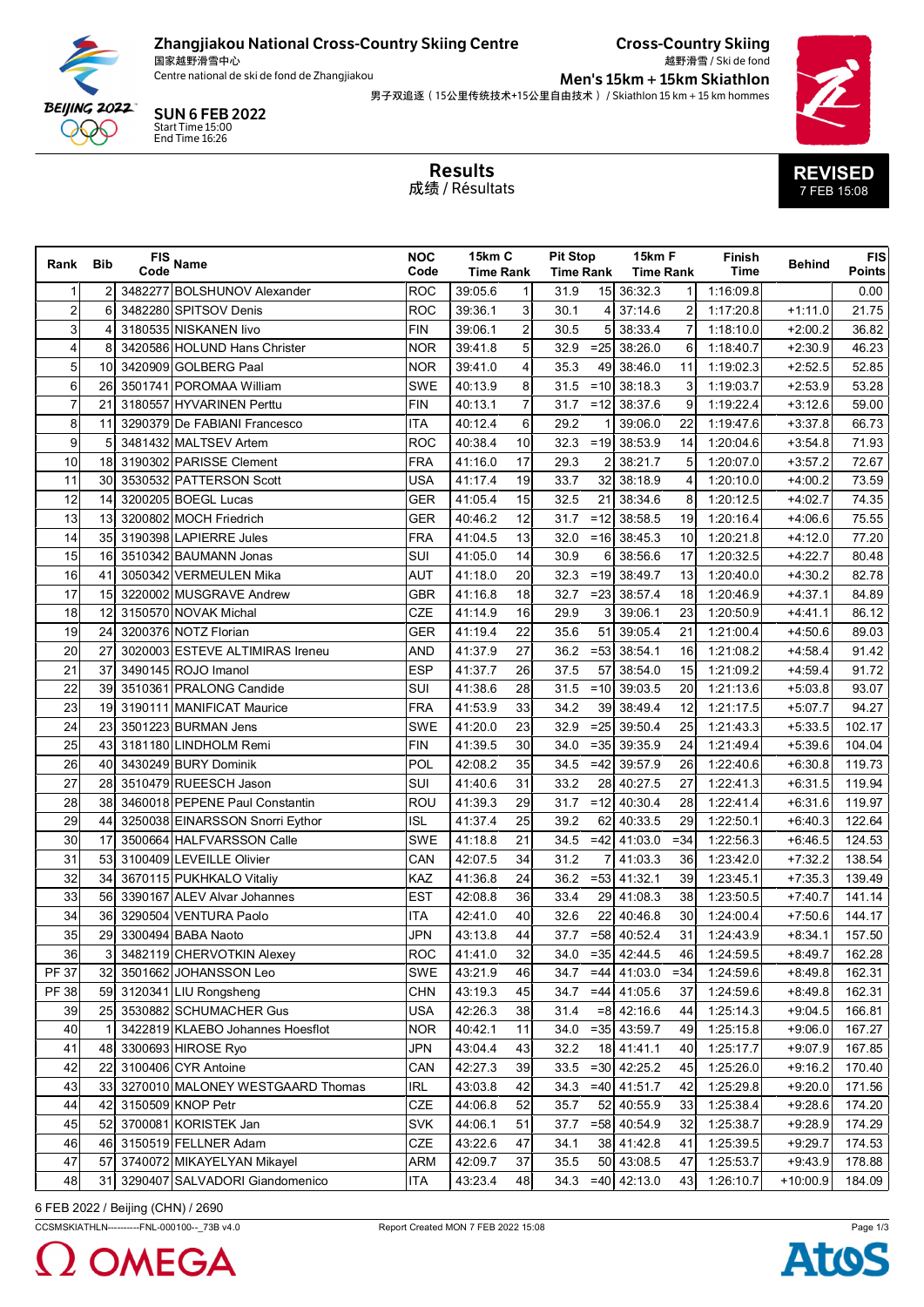**Zhangjiakou National Cross-Country Skiing Centre**
国家越野滑雪中心
Centre national de ski de fond de Zhangjiakou

**SUN 6 FEB 2022**
Start Time 15:00
End Time 16:26

**Cross-Country Skiing**
越野滑雪 / Ski de fond
**Men's 15km + 15km Skiathlon**
男子双追逐（15公里传统技术+15公里自由技术）/ Skiathlon 15 km + 15 km hommes

**REVISED**
7 FEB 15:08

## Results
成绩 / Résultats

| Rank | Bib | FIS Code | Name | NOC Code | 15km C Time | Rank | Pit Stop Time | Rank | 15km F Time | Rank | Finish Time | Behind | FIS Points |
|---|---|---|---|---|---|---|---|---|---|---|---|---|---|
| 1 | 2 | 3482277 | BOLSHUNOV Alexander | ROC | 39:05.6 | 1 | 31.9 | 15 | 36:32.3 | 1 | 1:16:09.8 | | 0.00 |
| 2 | 6 | 3482280 | SPITSOV Denis | ROC | 39:36.1 | 3 | 30.1 | 4 | 37:14.6 | 2 | 1:17:20.8 | +1:11.0 | 21.75 |
| 3 | 4 | 3180535 | NISKANEN Iivo | FIN | 39:06.1 | 2 | 30.5 | 5 | 38:33.4 | 7 | 1:18:10.0 | +2:00.2 | 36.82 |
| 4 | 8 | 3420586 | HOLUND Hans Christer | NOR | 39:41.8 | 5 | 32.9 | =25 | 38:26.0 | 6 | 1:18:40.7 | +2:30.9 | 46.23 |
| 5 | 10 | 3420909 | GOLBERG Paal | NOR | 39:41.0 | 4 | 35.3 | 49 | 38:46.0 | 11 | 1:19:02.3 | +2:52.5 | 52.85 |
| 6 | 26 | 3501741 | POROMAA William | SWE | 40:13.9 | 8 | 31.5 | =10 | 38:18.3 | 3 | 1:19:03.7 | +2:53.9 | 53.28 |
| 7 | 21 | 3180557 | HYVARINEN Perttu | FIN | 40:13.1 | 7 | 31.7 | =12 | 38:37.6 | 9 | 1:19:22.4 | +3:12.6 | 59.00 |
| 8 | 11 | 3290379 | De FABIANI Francesco | ITA | 40:12.4 | 6 | 29.2 | 1 | 39:06.0 | 22 | 1:19:47.6 | +3:37.8 | 66.73 |
| 9 | 5 | 3481432 | MALTSEV Artem | ROC | 40:38.4 | 10 | 32.3 | =19 | 38:53.9 | 14 | 1:20:04.6 | +3:54.8 | 71.93 |
| 10 | 18 | 3190302 | PARISSE Clement | FRA | 41:16.0 | 17 | 29.3 | 2 | 38:21.7 | 5 | 1:20:07.0 | +3:57.2 | 72.67 |
| 11 | 30 | 3530532 | PATTERSON Scott | USA | 41:17.4 | 19 | 33.7 | 32 | 38:18.9 | 4 | 1:20:10.0 | +4:00.2 | 73.59 |
| 12 | 14 | 3200205 | BOEGL Lucas | GER | 41:05.4 | 15 | 32.5 | 21 | 38:34.6 | 8 | 1:20:12.5 | +4:02.7 | 74.35 |
| 13 | 13 | 3200802 | MOCH Friedrich | GER | 40:46.2 | 12 | 31.7 | =12 | 38:58.5 | 19 | 1:20:16.4 | +4:06.6 | 75.55 |
| 14 | 35 | 3190398 | LAPIERRE Jules | FRA | 41:04.5 | 13 | 32.0 | =16 | 38:45.3 | 10 | 1:20:21.8 | +4:12.0 | 77.20 |
| 15 | 16 | 3510342 | BAUMANN Jonas | SUI | 41:05.0 | 14 | 30.9 | 6 | 38:56.6 | 17 | 1:20:32.5 | +4:22.7 | 80.48 |
| 16 | 41 | 3050342 | VERMEULEN Mika | AUT | 41:18.0 | 20 | 32.3 | =19 | 38:49.7 | 13 | 1:20:40.0 | +4:30.2 | 82.78 |
| 17 | 15 | 3220002 | MUSGRAVE Andrew | GBR | 41:16.8 | 18 | 32.7 | =23 | 38:57.4 | 18 | 1:20:46.9 | +4:37.1 | 84.89 |
| 18 | 12 | 3150570 | NOVAK Michal | CZE | 41:14.9 | 16 | 29.9 | 3 | 39:06.1 | 23 | 1:20:50.9 | +4:41.1 | 86.12 |
| 19 | 24 | 3200376 | NOTZ Florian | GER | 41:19.4 | 22 | 35.6 | 51 | 39:05.4 | 21 | 1:21:00.4 | +4:50.6 | 89.03 |
| 20 | 27 | 3020003 | ESTEVE ALTIMIRAS Ireneu | AND | 41:37.9 | 27 | 36.2 | =53 | 38:54.1 | 16 | 1:21:08.2 | +4:58.4 | 91.42 |
| 21 | 37 | 3490145 | ROJO Imanol | ESP | 41:37.7 | 26 | 37.5 | 57 | 38:54.0 | 15 | 1:21:09.2 | +4:59.4 | 91.72 |
| 22 | 39 | 3510361 | PRALONG Candide | SUI | 41:38.6 | 28 | 31.5 | =10 | 39:03.5 | 20 | 1:21:13.6 | +5:03.8 | 93.07 |
| 23 | 19 | 3190111 | MANIFICAT Maurice | FRA | 41:53.9 | 33 | 34.2 | 39 | 38:49.4 | 12 | 1:21:17.5 | +5:07.7 | 94.27 |
| 24 | 23 | 3501223 | BURMAN Jens | SWE | 41:20.0 | 23 | 32.9 | =25 | 39:50.4 | 25 | 1:21:43.3 | +5:33.5 | 102.17 |
| 25 | 43 | 3181180 | LINDHOLM Remi | FIN | 41:39.5 | 30 | 34.0 | =35 | 39:35.9 | 24 | 1:21:49.4 | +5:39.6 | 104.04 |
| 26 | 40 | 3430249 | BURY Dominik | POL | 42:08.2 | 35 | 34.5 | =42 | 39:57.9 | 26 | 1:22:40.6 | +6:30.8 | 119.73 |
| 27 | 28 | 3510479 | RUEESCH Jason | SUI | 41:40.6 | 31 | 33.2 | 28 | 40:27.5 | 27 | 1:22:41.3 | +6:31.5 | 119.94 |
| 28 | 38 | 3460018 | PEPENE Paul Constantin | ROU | 41:39.3 | 29 | 31.7 | =12 | 40:30.4 | 28 | 1:22:41.4 | +6:31.6 | 119.97 |
| 29 | 44 | 3250038 | EINARSSON Snorri Eythor | ISL | 41:37.4 | 25 | 39.2 | 62 | 40:33.5 | 29 | 1:22:50.1 | +6:40.3 | 122.64 |
| 30 | 17 | 3500664 | HALFVARSSON Calle | SWE | 41:18.8 | 21 | 34.5 | =42 | 41:03.0 | =34 | 1:22:56.3 | +6:46.5 | 124.53 |
| 31 | 53 | 3100409 | LEVEILLE Olivier | CAN | 42:07.5 | 34 | 31.2 | 7 | 41:03.3 | 36 | 1:23:42.0 | +7:32.2 | 138.54 |
| 32 | 34 | 3670115 | PUKHKALO Vitaliy | KAZ | 41:36.8 | 24 | 36.2 | =53 | 41:32.1 | 39 | 1:23:45.1 | +7:35.3 | 139.49 |
| 33 | 56 | 3390167 | ALEV Alvar Johannes | EST | 42:08.8 | 36 | 33.4 | 29 | 41:08.3 | 38 | 1:23:50.5 | +7:40.7 | 141.14 |
| 34 | 36 | 3290504 | VENTURA Paolo | ITA | 42:41.0 | 40 | 32.6 | 22 | 40:46.8 | 30 | 1:24:00.4 | +7:50.6 | 144.17 |
| 35 | 29 | 3300494 | BABA Naoto | JPN | 43:13.8 | 44 | 37.7 | =58 | 40:52.4 | 31 | 1:24:43.9 | +8:34.1 | 157.50 |
| 36 | 3 | 3482119 | CHERVOTKIN Alexey | ROC | 41:41.0 | 32 | 34.0 | =35 | 42:44.5 | 46 | 1:24:59.5 | +8:49.7 | 162.28 |
| PF 37 | 32 | 3501662 | JOHANSSON Leo | SWE | 43:21.9 | 46 | 34.7 | =44 | 41:03.0 | =34 | 1:24:59.6 | +8:49.8 | 162.31 |
| PF 38 | 59 | 3120341 | LIU Rongsheng | CHN | 43:19.3 | 45 | 34.7 | =44 | 41:05.6 | 37 | 1:24:59.6 | +8:49.8 | 162.31 |
| 39 | 25 | 3530882 | SCHUMACHER Gus | USA | 42:26.3 | 38 | 31.4 | =8 | 42:16.6 | 44 | 1:25:14.3 | +9:04.5 | 166.81 |
| 40 | 1 | 3422819 | KLAEBO Johannes Hoesflot | NOR | 40:42.1 | 11 | 34.0 | =35 | 43:59.7 | 49 | 1:25:15.8 | +9:06.0 | 167.27 |
| 41 | 48 | 3300693 | HIROSE Ryo | JPN | 43:04.4 | 43 | 32.2 | 18 | 41:41.1 | 40 | 1:25:17.7 | +9:07.9 | 167.85 |
| 42 | 22 | 3100406 | CYR Antoine | CAN | 42:27.3 | 39 | 33.5 | =30 | 42:25.2 | 45 | 1:25:26.0 | +9:16.2 | 170.40 |
| 43 | 33 | 3270010 | MALONEY WESTGAARD Thomas | IRL | 43:03.8 | 42 | 34.3 | =40 | 41:51.7 | 42 | 1:25:29.8 | +9:20.0 | 171.56 |
| 44 | 42 | 3150509 | KNOP Petr | CZE | 44:06.8 | 52 | 35.7 | 52 | 40:55.9 | 33 | 1:25:38.4 | +9:28.6 | 174.20 |
| 45 | 52 | 3700081 | KORISTEK Jan | SVK | 44:06.1 | 51 | 37.7 | =58 | 40:54.9 | 32 | 1:25:38.7 | +9:28.9 | 174.29 |
| 46 | 46 | 3150519 | FELLNER Adam | CZE | 43:22.6 | 47 | 34.1 | 38 | 41:42.8 | 41 | 1:25:39.5 | +9:29.7 | 174.53 |
| 47 | 57 | 3740072 | MIKAYELYAN Mikayel | ARM | 42:09.7 | 37 | 35.5 | 50 | 43:08.5 | 47 | 1:25:53.7 | +9:43.9 | 178.88 |
| 48 | 31 | 3290407 | SALVADORI Giandomenico | ITA | 43:23.4 | 48 | 34.3 | =40 | 42:13.0 | 43 | 1:26:10.7 | +10:00.9 | 184.09 |

6 FEB 2022 / Beijing (CHN) / 2690

CCSMSKIATHLN----------FNL-000100--_73B v4.0 Report Created MON 7 FEB 2022 15:08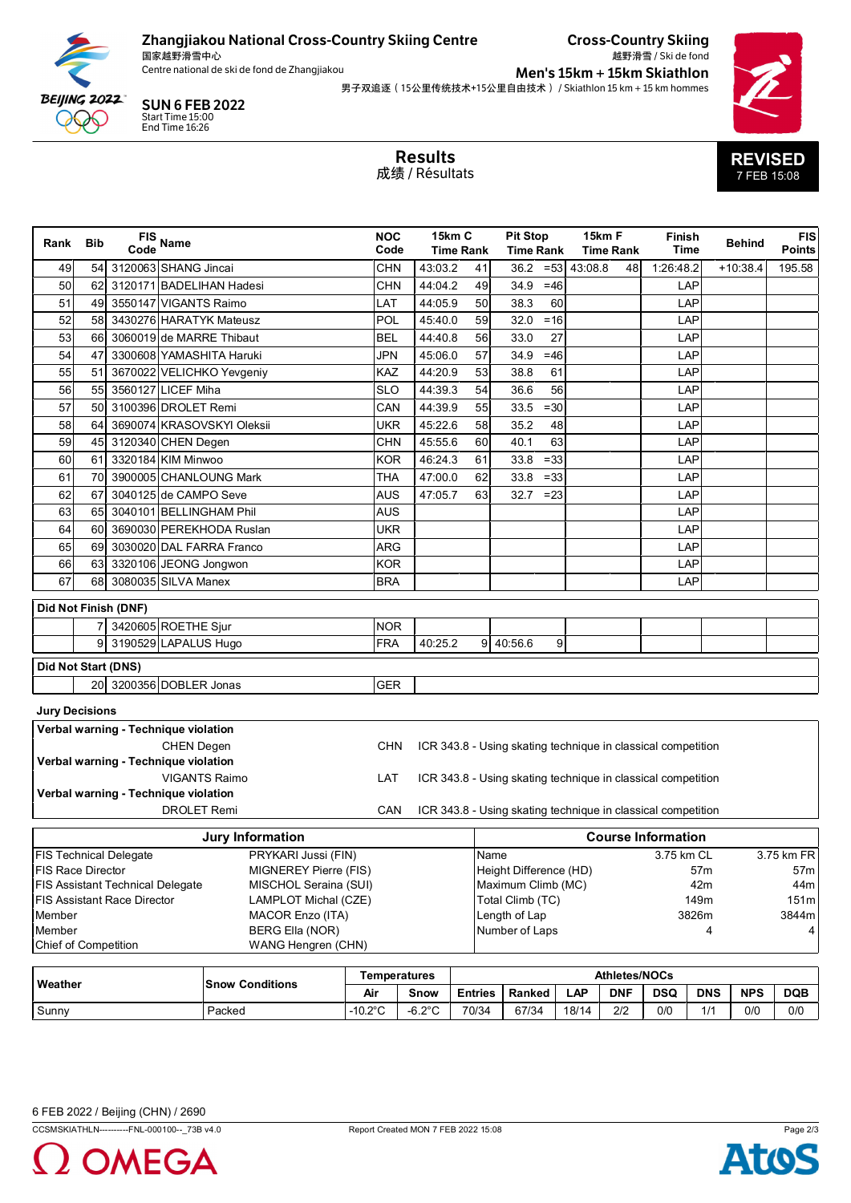**Zhangjiakou National Cross-Country Skiing Centre**
国家越野滑雪中心
Centre national de ski de fond de Zhangjiakou

**SUN 6 FEB 2022**
Start Time 15:00
End Time 16:26

**Cross-Country Skiing**
越野滑雪 / Ski de fond
**Men's 15km + 15km Skiathlon**
男子双追逐（15公里传统技术+15公里自由技术）/ Skiathlon 15 km + 15 km hommes

## Results
成绩 / Résultats

**REVISED**
7 FEB 15:08

| Rank | Bib | FIS Code | Name | NOC Code | 15km C Time | Rank | Pit Stop Time | Rank | 15km F Time | Rank | Finish Time | Behind | FIS Points |
|---|---|---|---|---|---|---|---|---|---|---|---|---|---|
| 49 | 54 | 3120063 | SHANG Jincai | CHN | 43:03.2 | 41 | 36.2 | =53 | 43:08.8 | 48 | 1:26:48.2 | +10:38.4 | 195.58 |
| 50 | 62 | 3120171 | BADELIHAN Hadesi | CHN | 44:04.2 | 49 | 34.9 | =46 | | | LAP | | |
| 51 | 49 | 3550147 | VIGANTS Raimo | LAT | 44:05.9 | 50 | 38.3 | 60 | | | LAP | | |
| 52 | 58 | 3430276 | HARATYK Mateusz | POL | 45:40.0 | 59 | 32.0 | =16 | | | LAP | | |
| 53 | 66 | 3060019 | de MARRE Thibaut | BEL | 44:40.8 | 56 | 33.0 | 27 | | | LAP | | |
| 54 | 47 | 3300608 | YAMASHITA Haruki | JPN | 45:06.0 | 57 | 34.9 | =46 | | | LAP | | |
| 55 | 51 | 3670022 | VELICHKO Yevgeniy | KAZ | 44:20.9 | 53 | 38.8 | 61 | | | LAP | | |
| 56 | 55 | 3560127 | LICEF Miha | SLO | 44:39.3 | 54 | 36.6 | 56 | | | LAP | | |
| 57 | 50 | 3100396 | DROLET Remi | CAN | 44:39.9 | 55 | 33.5 | =30 | | | LAP | | |
| 58 | 64 | 3690074 | KRASOVSKYI Oleksii | UKR | 45:22.6 | 58 | 35.2 | 48 | | | LAP | | |
| 59 | 45 | 3120340 | CHEN Degen | CHN | 45:55.6 | 60 | 40.1 | 63 | | | LAP | | |
| 60 | 61 | 3320184 | KIM Minwoo | KOR | 46:24.3 | 61 | 33.8 | =33 | | | LAP | | |
| 61 | 70 | 3900005 | CHANLOUNG Mark | THA | 47:00.0 | 62 | 33.8 | =33 | | | LAP | | |
| 62 | 67 | 3040125 | de CAMPO Seve | AUS | 47:05.7 | 63 | 32.7 | =23 | | | LAP | | |
| 63 | 65 | 3040101 | BELLINGHAM Phil | AUS | | | | | | | LAP | | |
| 64 | 60 | 3690030 | PEREKHODA Ruslan | UKR | | | | | | | LAP | | |
| 65 | 69 | 3030020 | DAL FARRA Franco | ARG | | | | | | | LAP | | |
| 66 | 63 | 3320106 | JEONG Jongwon | KOR | | | | | | | LAP | | |
| 67 | 68 | 3080035 | SILVA Manex | BRA | | | | | | | LAP | | |
| **Did Not Finish (DNF)** | | | | | | | | | | | | | |
| | 7 | 3420605 | ROETHE Sjur | NOR | | | | | | | | | |
| | 9 | 3190529 | LAPALUS Hugo | FRA | 40:25.2 | 9 | 40:56.6 | 9 | | | | | |
| **Did Not Start (DNS)** | | | | | | | | | | | | | |
| | 20 | 3200356 | DOBLER Jonas | GER | | | | | | | | | |

**Jury Decisions**

| Decision | Name | NOC | Reason |
|---|---|---|---|
| Verbal warning - Technique violation | CHEN Degen | CHN | ICR 343.8 - Using skating technique in classical competition |
| Verbal warning - Technique violation | VIGANTS Raimo | LAT | ICR 343.8 - Using skating technique in classical competition |
| Verbal warning - Technique violation | DROLET Remi | CAN | ICR 343.8 - Using skating technique in classical competition |

| Jury Information | |
|---|---|
| FIS Technical Delegate | PRYKARI Jussi (FIN) |
| FIS Race Director | MIGNEREY Pierre (FIS) |
| FIS Assistant Technical Delegate | MISCHOL Seraina (SUI) |
| FIS Assistant Race Director | LAMPLOT Michal (CZE) |
| Member | MACOR Enzo (ITA) |
| Member | BERG Ella (NOR) |
| Chief of Competition | WANG Hengren (CHN) |

| Course Information | | |
|---|---|---|
| Name | 3.75 km CL | 3.75 km FR |
| Height Difference (HD) | 57m | 57m |
| Maximum Climb (MC) | 42m | 44m |
| Total Climb (TC) | 149m | 151m |
| Length of Lap | 3826m | 3844m |
| Number of Laps | 4 | 4 |

| Weather | Snow Conditions | Temperatures Air | Temperatures Snow | Entries | Ranked | LAP | DNF | DSQ | DNS | NPS | DQB |
|---|---|---|---|---|---|---|---|---|---|---|---|
| Sunny | Packed | -10.2°C | -6.2°C | 70/34 | 67/34 | 18/14 | 2/2 | 0/0 | 1/1 | 0/0 | 0/0 |

6 FEB 2022 / Beijing (CHN) / 2690

CCSMSKIATHLN----------FNL-000100--_73B v4.0 Report Created MON 7 FEB 2022 15:08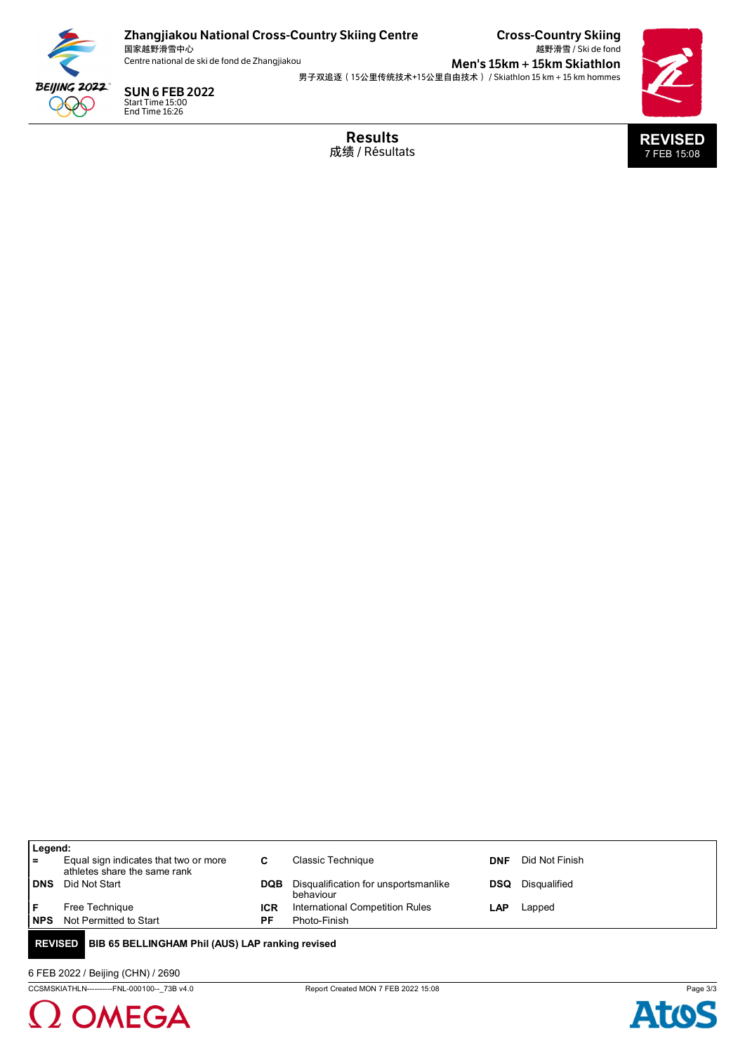# Zhangjiakou National Cross-Country Skiing Centre

国家越野滑雪中心

Centre national de ski de fond de Zhangjiakou

**SUN 6 FEB 2022**
Start Time 15:00
End Time 16:26

## Cross-Country Skiing

越野滑雪 / Ski de fond

## Men's 15km + 15km Skiathlon

男子双追逐（15公里传统技术+15公里自由技术）/ Skiathlon 15 km + 15 km hommes

**REVISED**
7 FEB 15:08

## Results

成绩 / Résultats

**Legend:**

| | | | | | |
|---|---|---|---|---|---|
| **=** | Equal sign indicates that two or more athletes share the same rank | **C** | Classic Technique | **DNF** | Did Not Finish |
| **DNS** | Did Not Start | **DQB** | Disqualification for unsportsmanlike behaviour | **DSQ** | Disqualified |
| **F** | Free Technique | **ICR** | International Competition Rules | **LAP** | Lapped |
| **NPS** | Not Permitted to Start | **PF** | Photo-Finish | | |

**REVISED** **BIB 65 BELLINGHAM Phil (AUS) LAP ranking revised**

6 FEB 2022 / Beijing (CHN) / 2690

CCSMSKIATHLN-----------FNL-000100--_73B v4.0

Report Created MON 7 FEB 2022 15:08